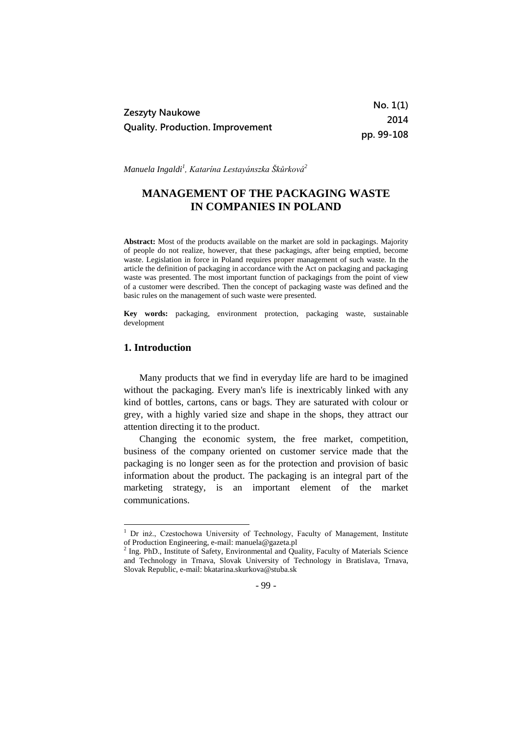Manuela Ingaldi[1], Katarína Lestayánszka Škůrková[2]

# MANAGEMENT OF THE PACKAGING WASTE IN COMPANIES IN POLAND

**Abstract:** Most of the products available on the market are sold in packagings. Majority of people do not realize, however, that these packagings, after being emptied, become waste. Legislation in force in Poland requires proper management of such waste. In the article the definition of packaging in accordance with the Act on packaging and packaging waste was presented. The most important function of packagings from the point of view of a customer were described. Then the concept of packaging waste was defined and the basic rules on the management of such waste were presented.

**Key words:** packaging, environment protection, packaging waste, sustainable development

## 1. Introduction

Many products that we find in everyday life are hard to be imagined without the packaging. Every man's life is inextricably linked with any kind of bottles, cartons, cans or bags. They are saturated with colour or grey, with a highly varied size and shape in the shops, they attract our attention directing it to the product.

Changing the economic system, the free market, competition, business of the company oriented on customer service made that the packaging is no longer seen as for the protection and provision of basic information about the product. The packaging is an integral part of the marketing strategy, is an important element of the market communications.

---

[1] Dr inż., Czestochowa University of Technology, Faculty of Management, Institute of Production Engineering, e-mail: manuela@gazeta.pl

[2] Ing. PhD., Institute of Safety, Environmental and Quality, Faculty of Materials Science and Technology in Trnava, Slovak University of Technology in Bratislava, Trnava, Slovak Republic, e-mail: bkatarina.skurkova@stuba.sk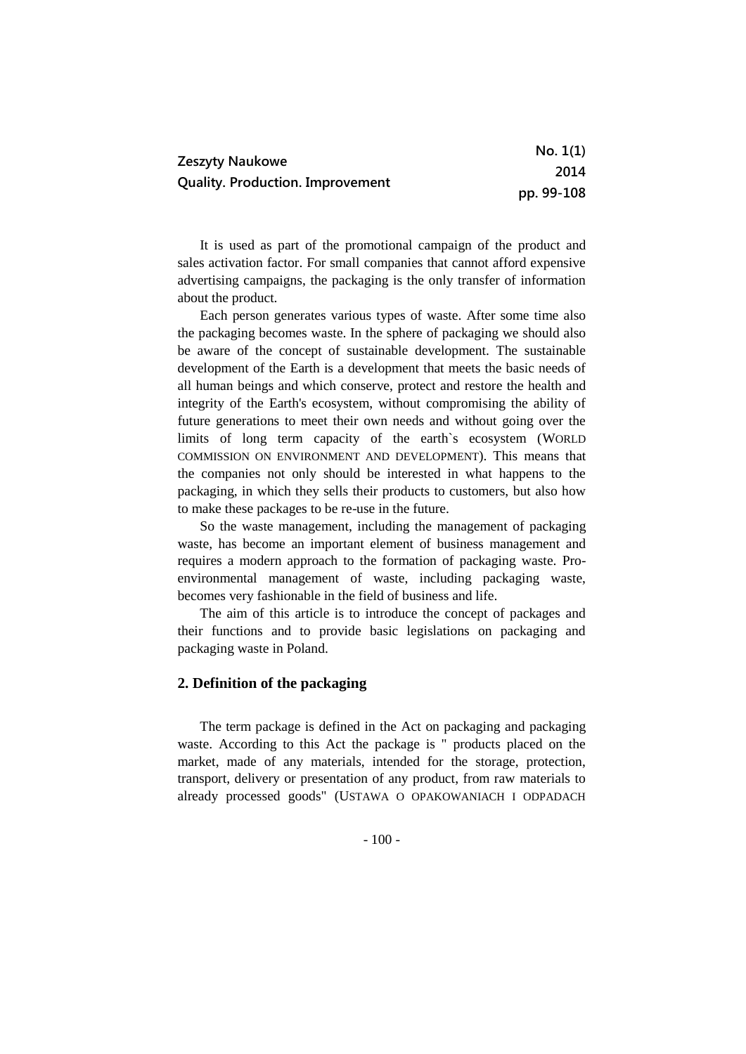It is used as part of the promotional campaign of the product and sales activation factor. For small companies that cannot afford expensive advertising campaigns, the packaging is the only transfer of information about the product.

Each person generates various types of waste. After some time also the packaging becomes waste. In the sphere of packaging we should also be aware of the concept of sustainable development. The sustainable development of the Earth is a development that meets the basic needs of all human beings and which conserve, protect and restore the health and integrity of the Earth's ecosystem, without compromising the ability of future generations to meet their own needs and without going over the limits of long term capacity of the earth`s ecosystem (WORLD COMMISSION ON ENVIRONMENT AND DEVELOPMENT). This means that the companies not only should be interested in what happens to the packaging, in which they sells their products to customers, but also how to make these packages to be re-use in the future.

So the waste management, including the management of packaging waste, has become an important element of business management and requires a modern approach to the formation of packaging waste. Pro-environmental management of waste, including packaging waste, becomes very fashionable in the field of business and life.

The aim of this article is to introduce the concept of packages and their functions and to provide basic legislations on packaging and packaging waste in Poland.

## 2. Definition of the packaging

The term package is defined in the Act on packaging and packaging waste. According to this Act the package is " products placed on the market, made of any materials, intended for the storage, protection, transport, delivery or presentation of any product, from raw materials to already processed goods" (USTAWA O OPAKOWANIACH I ODPADACH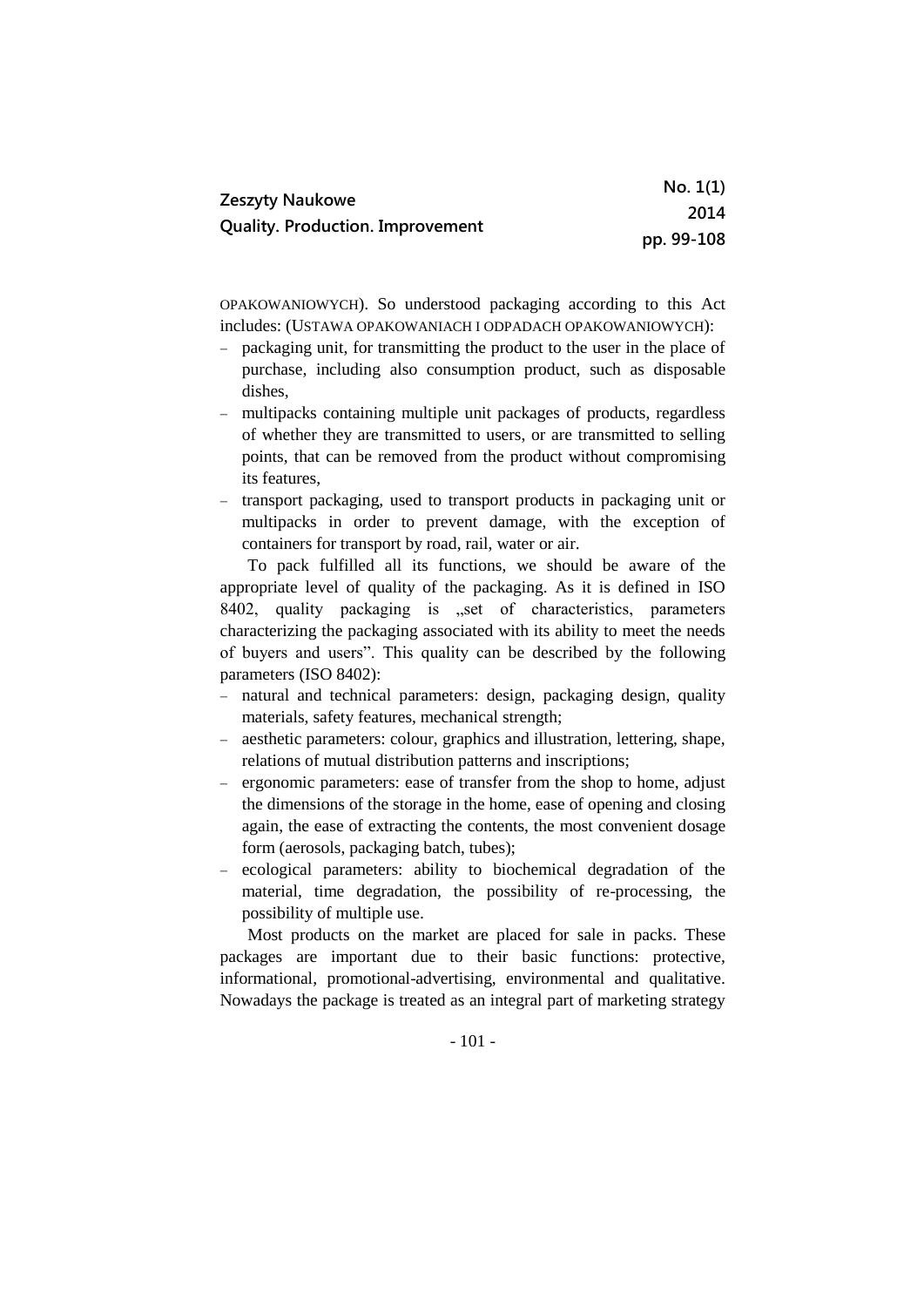OPAKOWANIOWYCH). So understood packaging according to this Act includes: (USTAWA OPAKOWANIACH I ODPADACH OPAKOWANIOWYCH):

- packaging unit, for transmitting the product to the user in the place of purchase, including also consumption product, such as disposable dishes,
- multipacks containing multiple unit packages of products, regardless of whether they are transmitted to users, or are transmitted to selling points, that can be removed from the product without compromising its features,
- transport packaging, used to transport products in packaging unit or multipacks in order to prevent damage, with the exception of containers for transport by road, rail, water or air.

To pack fulfilled all its functions, we should be aware of the appropriate level of quality of the packaging. As it is defined in ISO 8402, quality packaging is „set of characteristics, parameters characterizing the packaging associated with its ability to meet the needs of buyers and users". This quality can be described by the following parameters (ISO 8402):

- natural and technical parameters: design, packaging design, quality materials, safety features, mechanical strength;
- aesthetic parameters: colour, graphics and illustration, lettering, shape, relations of mutual distribution patterns and inscriptions;
- ergonomic parameters: ease of transfer from the shop to home, adjust the dimensions of the storage in the home, ease of opening and closing again, the ease of extracting the contents, the most convenient dosage form (aerosols, packaging batch, tubes);
- ecological parameters: ability to biochemical degradation of the material, time degradation, the possibility of re-processing, the possibility of multiple use.

Most products on the market are placed for sale in packs. These packages are important due to their basic functions: protective, informational, promotional-advertising, environmental and qualitative. Nowadays the package is treated as an integral part of marketing strategy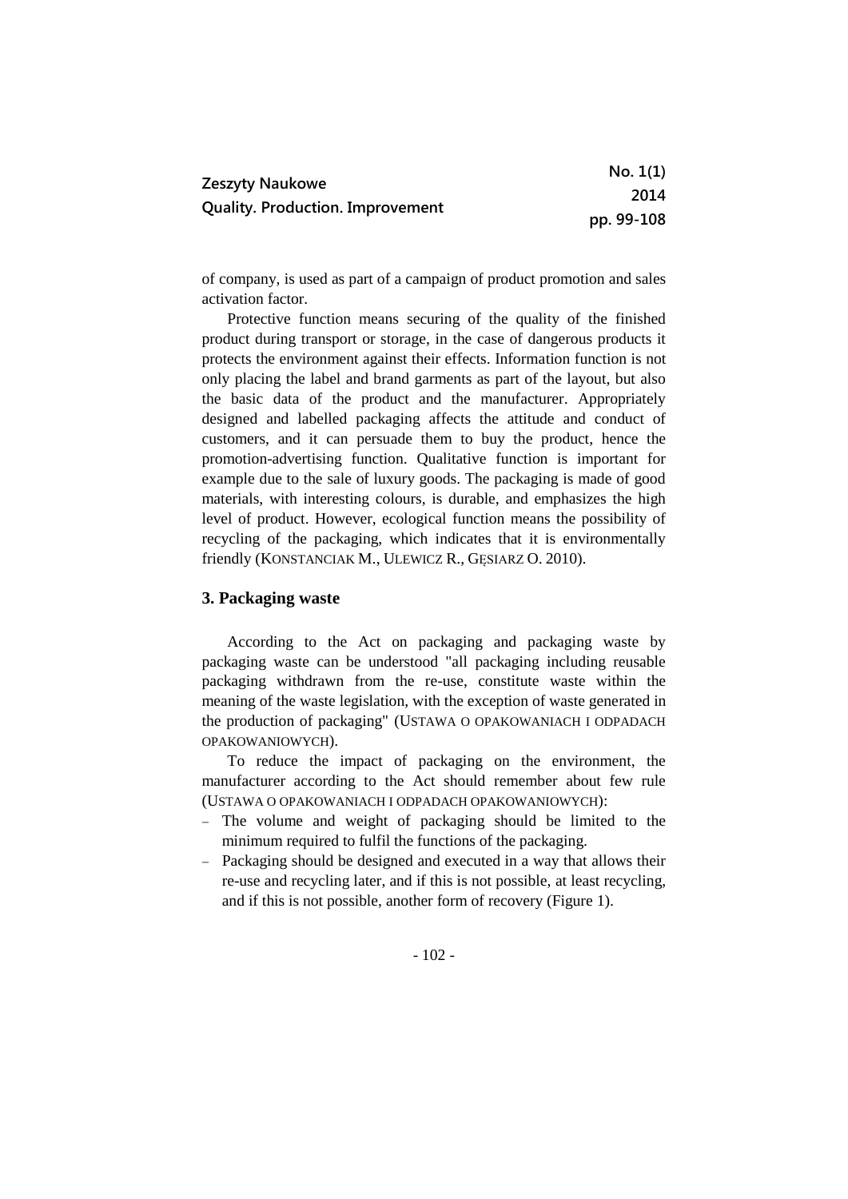of company, is used as part of a campaign of product promotion and sales activation factor.

Protective function means securing of the quality of the finished product during transport or storage, in the case of dangerous products it protects the environment against their effects. Information function is not only placing the label and brand garments as part of the layout, but also the basic data of the product and the manufacturer. Appropriately designed and labelled packaging affects the attitude and conduct of customers, and it can persuade them to buy the product, hence the promotion-advertising function. Qualitative function is important for example due to the sale of luxury goods. The packaging is made of good materials, with interesting colours, is durable, and emphasizes the high level of product. However, ecological function means the possibility of recycling of the packaging, which indicates that it is environmentally friendly (KONSTANCIAK M., ULEWICZ R., GĘSIARZ O. 2010).

## 3. Packaging waste

According to the Act on packaging and packaging waste by packaging waste can be understood "all packaging including reusable packaging withdrawn from the re-use, constitute waste within the meaning of the waste legislation, with the exception of waste generated in the production of packaging" (USTAWA O OPAKOWANIACH I ODPADACH OPAKOWANIOWYCH).

To reduce the impact of packaging on the environment, the manufacturer according to the Act should remember about few rule (USTAWA O OPAKOWANIACH I ODPADACH OPAKOWANIOWYCH):

- The volume and weight of packaging should be limited to the minimum required to fulfil the functions of the packaging.
- Packaging should be designed and executed in a way that allows their re-use and recycling later, and if this is not possible, at least recycling, and if this is not possible, another form of recovery (Figure 1).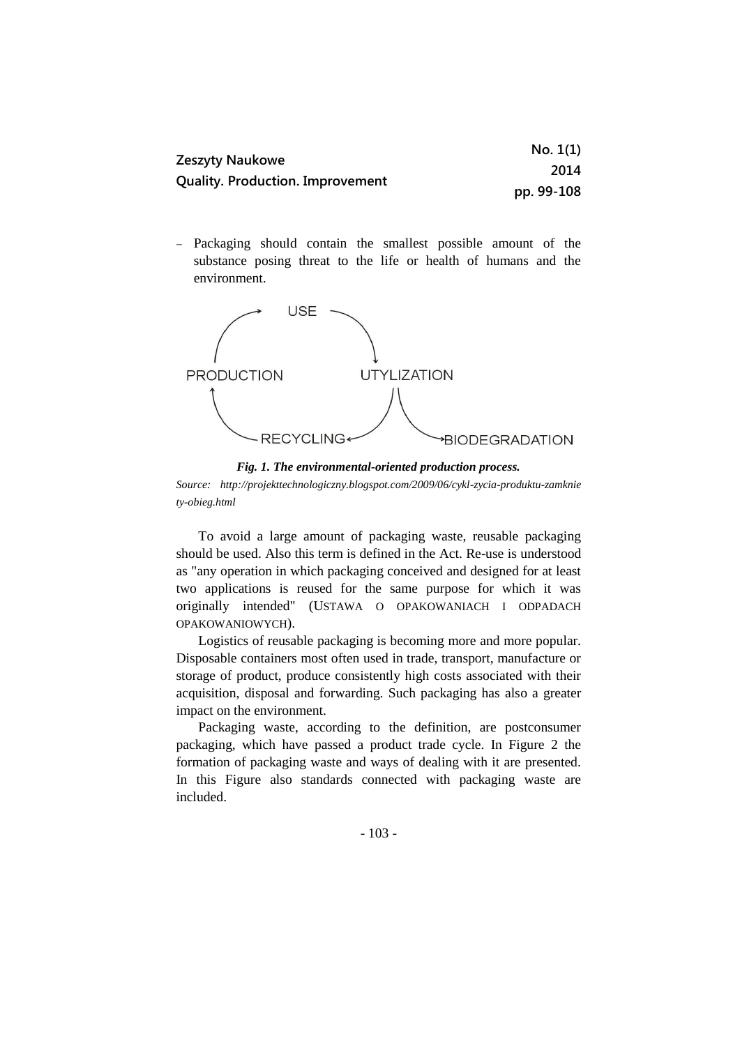- Packaging should contain the smallest possible amount of the substance posing threat to the life or health of humans and the environment.

USE

PRODUCTION UTYLIZATION

RECYCLING BIODEGRADATION

***Fig. 1. The environmental-oriented production process.***

*Source: http://projekttechnologiczny.blogspot.com/2009/06/cykl-zycia-produktu-zamkniety-obieg.html*

To avoid a large amount of packaging waste, reusable packaging should be used. Also this term is defined in the Act. Re-use is understood as "any operation in which packaging conceived and designed for at least two applications is reused for the same purpose for which it was originally intended" (USTAWA O OPAKOWANIACH I ODPADACH OPAKOWANIOWYCH).

Logistics of reusable packaging is becoming more and more popular. Disposable containers most often used in trade, transport, manufacture or storage of product, produce consistently high costs associated with their acquisition, disposal and forwarding. Such packaging has also a greater impact on the environment.

Packaging waste, according to the definition, are postconsumer packaging, which have passed a product trade cycle. In Figure 2 the formation of packaging waste and ways of dealing with it are presented. In this Figure also standards connected with packaging waste are included.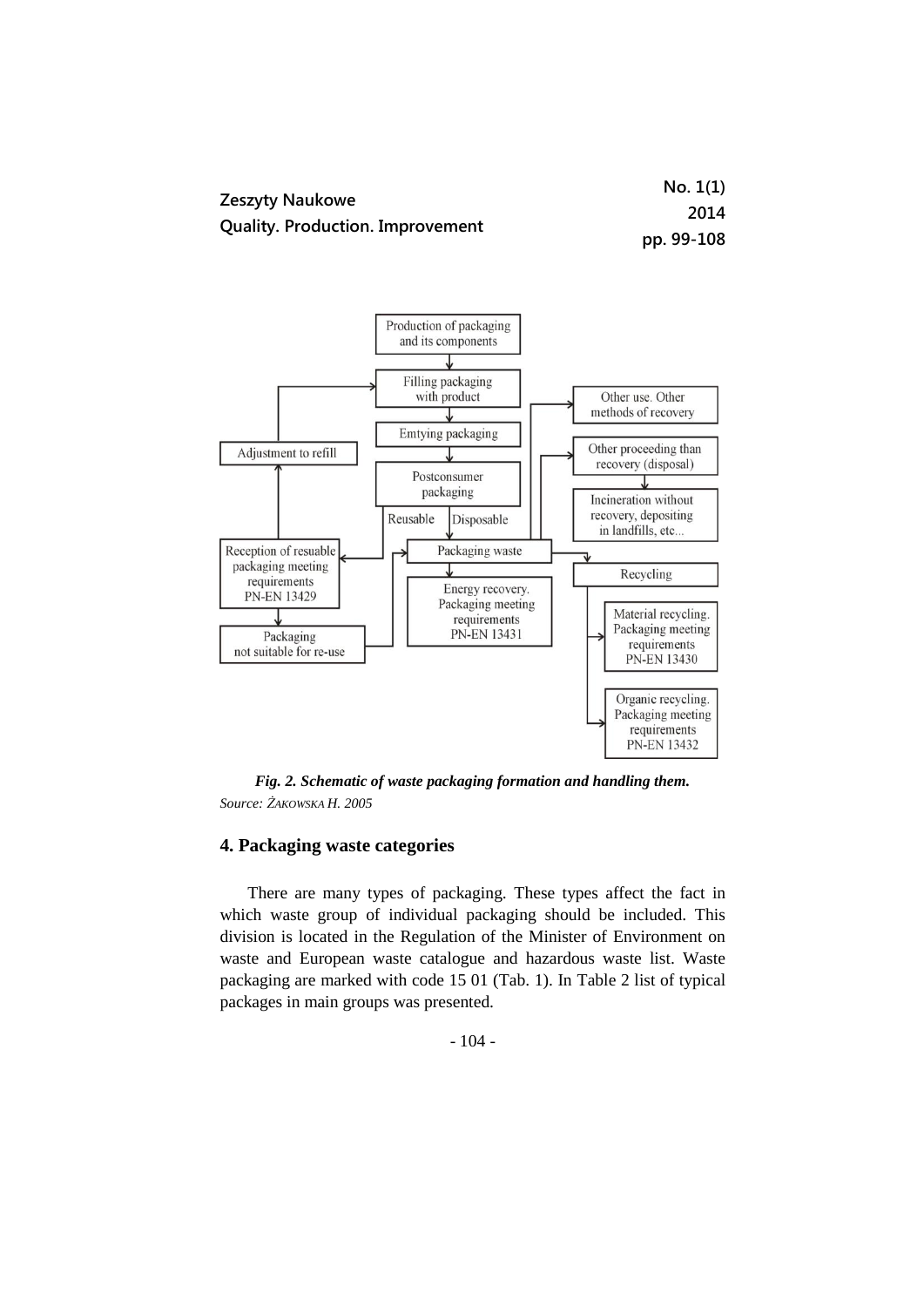*Fig. 2. Schematic of waste packaging formation and handling them.*
*Source: ŻAKOWSKA H. 2005*

## 4. Packaging waste categories

There are many types of packaging. These types affect the fact in which waste group of individual packaging should be included. This division is located in the Regulation of the Minister of Environment on waste and European waste catalogue and hazardous waste list. Waste packaging are marked with code 15 01 (Tab. 1). In Table 2 list of typical packages in main groups was presented.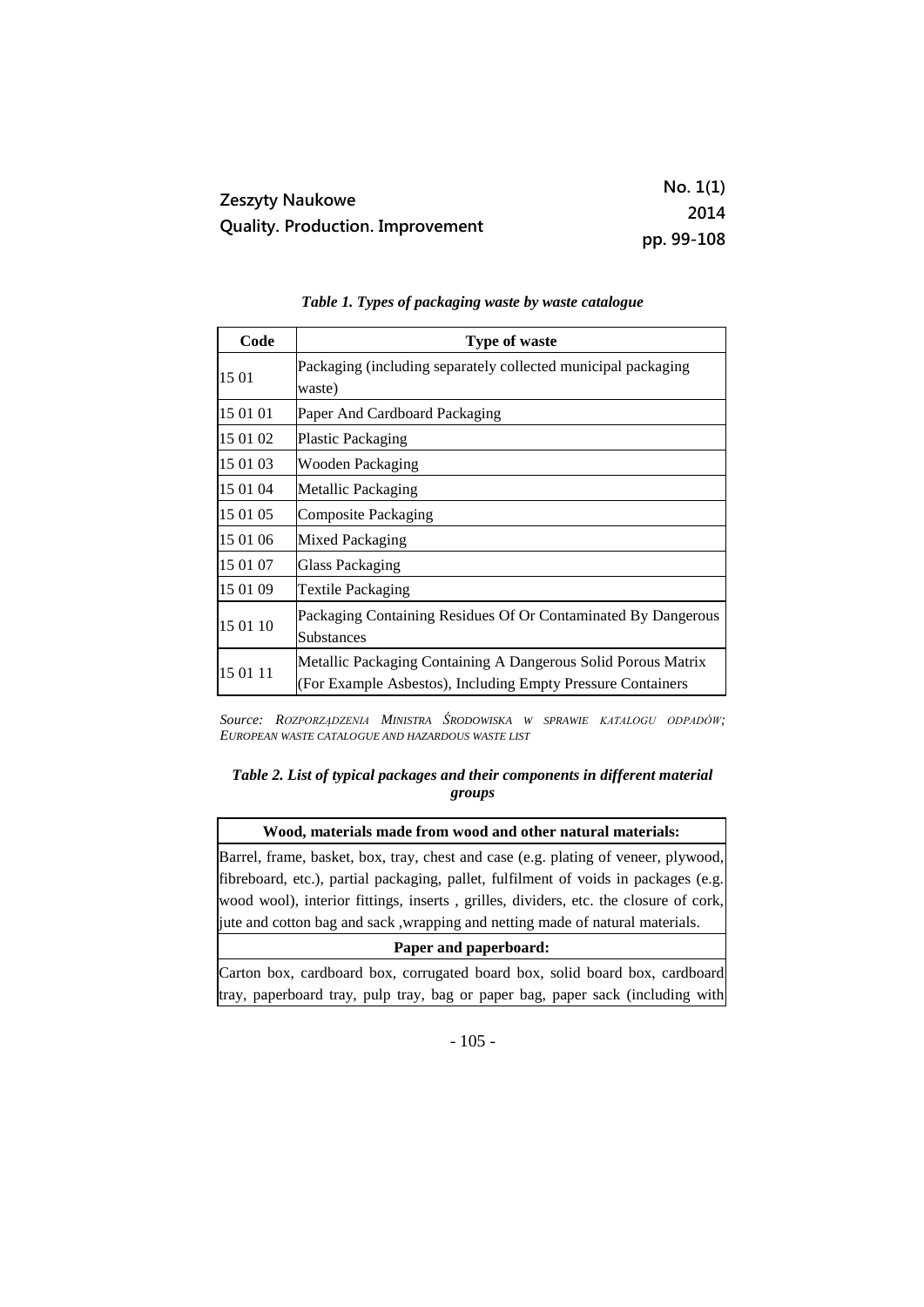*Table 1. Types of packaging waste by waste catalogue*

| Code | Type of waste |
|---|---|
| 15 01 | Packaging (including separately collected municipal packaging waste) |
| 15 01 01 | Paper And Cardboard Packaging |
| 15 01 02 | Plastic Packaging |
| 15 01 03 | Wooden Packaging |
| 15 01 04 | Metallic Packaging |
| 15 01 05 | Composite Packaging |
| 15 01 06 | Mixed Packaging |
| 15 01 07 | Glass Packaging |
| 15 01 09 | Textile Packaging |
| 15 01 10 | Packaging Containing Residues Of Or Contaminated By Dangerous Substances |
| 15 01 11 | Metallic Packaging Containing A Dangerous Solid Porous Matrix (For Example Asbestos), Including Empty Pressure Containers |

*Source: Rozporządzenia Ministra Środowiska w sprawie katalogu odpadów; European waste catalogue and hazardous waste list*

*Table 2. List of typical packages and their components in different material groups*

| Wood, materials made from wood and other natural materials: |
|---|
| Barrel, frame, basket, box, tray, chest and case (e.g. plating of veneer, plywood, fibreboard, etc.), partial packaging, pallet, fulfilment of voids in packages (e.g. wood wool), interior fittings, inserts , grilles, dividers, etc. the closure of cork, jute and cotton bag and sack ,wrapping and netting made of natural materials. |
| **Paper and paperboard:** |
| Carton box, cardboard box, corrugated board box, solid board box, cardboard tray, paperboard tray, pulp tray, bag or paper bag, paper sack (including with |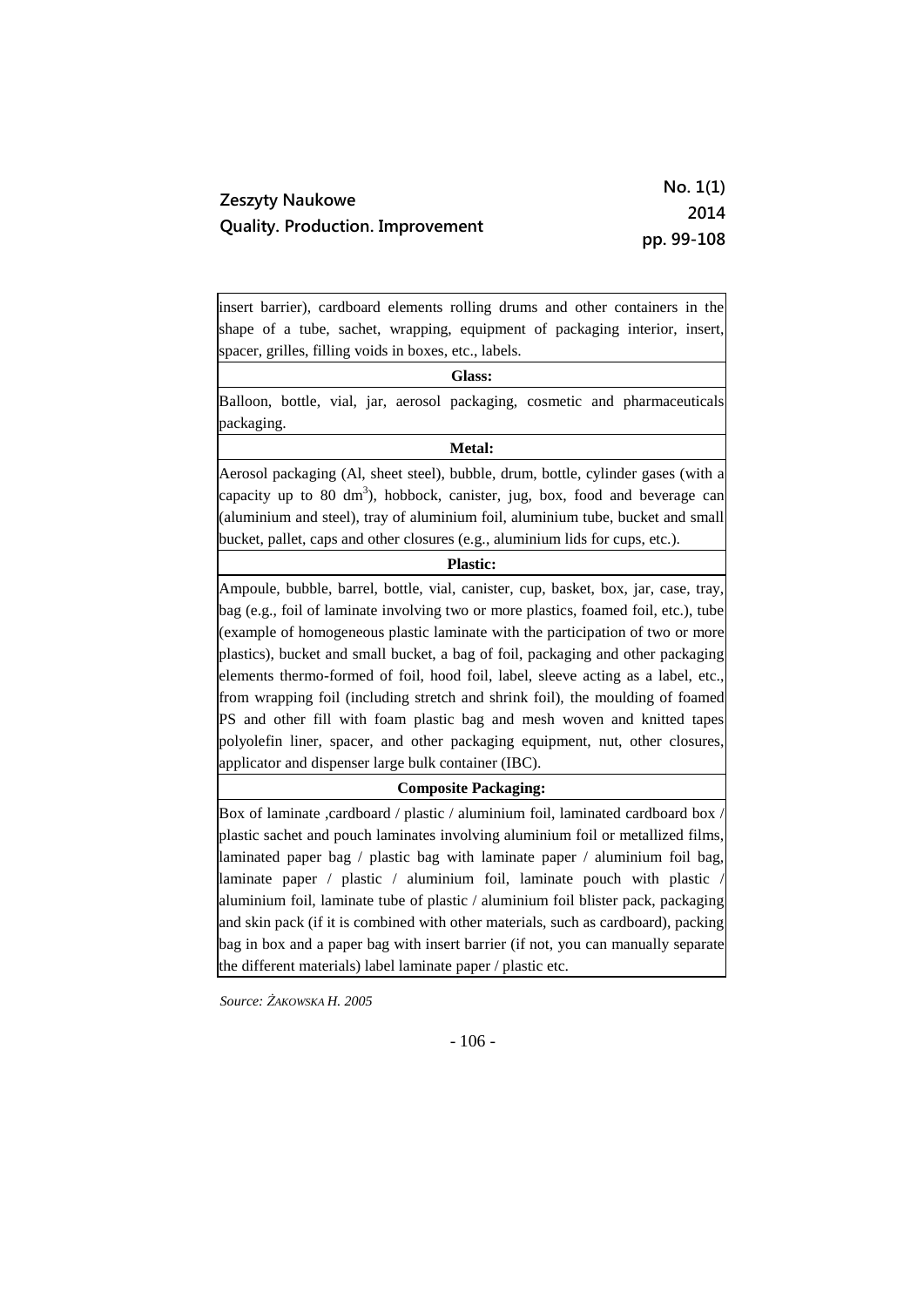| insert barrier), cardboard elements rolling drums and other containers in the shape of a tube, sachet, wrapping, equipment of packaging interior, insert, spacer, grilles, filling voids in boxes, etc., labels. |
|---|
| **Glass:** |
| Balloon, bottle, vial, jar, aerosol packaging, cosmetic and pharmaceuticals packaging. |
| **Metal:** |
| Aerosol packaging (Al, sheet steel), bubble, drum, bottle, cylinder gases (with a capacity up to 80 $dm^3$), hobbock, canister, jug, box, food and beverage can (aluminium and steel), tray of aluminium foil, aluminium tube, bucket and small bucket, pallet, caps and other closures (e.g., aluminium lids for cups, etc.). |
| **Plastic:** |
| Ampoule, bubble, barrel, bottle, vial, canister, cup, basket, box, jar, case, tray, bag (e.g., foil of laminate involving two or more plastics, foamed foil, etc.), tube (example of homogeneous plastic laminate with the participation of two or more plastics), bucket and small bucket, a bag of foil, packaging and other packaging elements thermo-formed of foil, hood foil, label, sleeve acting as a label, etc., from wrapping foil (including stretch and shrink foil), the moulding of foamed PS and other fill with foam plastic bag and mesh woven and knitted tapes polyolefin liner, spacer, and other packaging equipment, nut, other closures, applicator and dispenser large bulk container (IBC). |
| **Composite Packaging:** |
| Box of laminate ,cardboard / plastic / aluminium foil, laminated cardboard box / plastic sachet and pouch laminates involving aluminium foil or metallized films, laminated paper bag / plastic bag with laminate paper / aluminium foil bag, laminate paper / plastic / aluminium foil, laminate pouch with plastic / aluminium foil, laminate tube of plastic / aluminium foil blister pack, packaging and skin pack (if it is combined with other materials, such as cardboard), packing bag in box and a paper bag with insert barrier (if not, you can manually separate the different materials) label laminate paper / plastic etc. |

*Source: Żakowska H. 2005*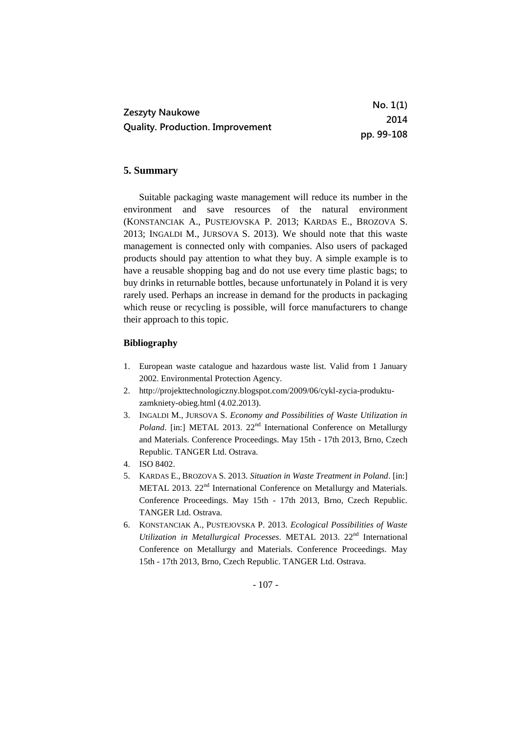## 5. Summary

Suitable packaging waste management will reduce its number in the environment and save resources of the natural environment (KONSTANCIAK A., PUSTEJOVSKA P. 2013; KARDAS E., BROZOVA S. 2013; INGALDI M., JURSOVA S. 2013). We should note that this waste management is connected only with companies. Also users of packaged products should pay attention to what they buy. A simple example is to have a reusable shopping bag and do not use every time plastic bags; to buy drinks in returnable bottles, because unfortunately in Poland it is very rarely used. Perhaps an increase in demand for the products in packaging which reuse or recycling is possible, will force manufacturers to change their approach to this topic.

### Bibliography

1. European waste catalogue and hazardous waste list. Valid from 1 January 2002. Environmental Protection Agency.
2. http://projekttechnologiczny.blogspot.com/2009/06/cykl-zycia-produktu-zamkniety-obieg.html (4.02.2013).
3. INGALDI M., JURSOVA S. *Economy and Possibilities of Waste Utilization in Poland*. [in:] METAL 2013. 22nd International Conference on Metallurgy and Materials. Conference Proceedings. May 15th - 17th 2013, Brno, Czech Republic. TANGER Ltd. Ostrava.
4. ISO 8402.
5. KARDAS E., BROZOVA S. 2013. *Situation in Waste Treatment in Poland*. [in:] METAL 2013. 22nd International Conference on Metallurgy and Materials. Conference Proceedings. May 15th - 17th 2013, Brno, Czech Republic. TANGER Ltd. Ostrava.
6. KONSTANCIAK A., PUSTEJOVSKA P. 2013. *Ecological Possibilities of Waste Utilization in Metallurgical Processes*. METAL 2013. 22nd International Conference on Metallurgy and Materials. Conference Proceedings. May 15th - 17th 2013, Brno, Czech Republic. TANGER Ltd. Ostrava.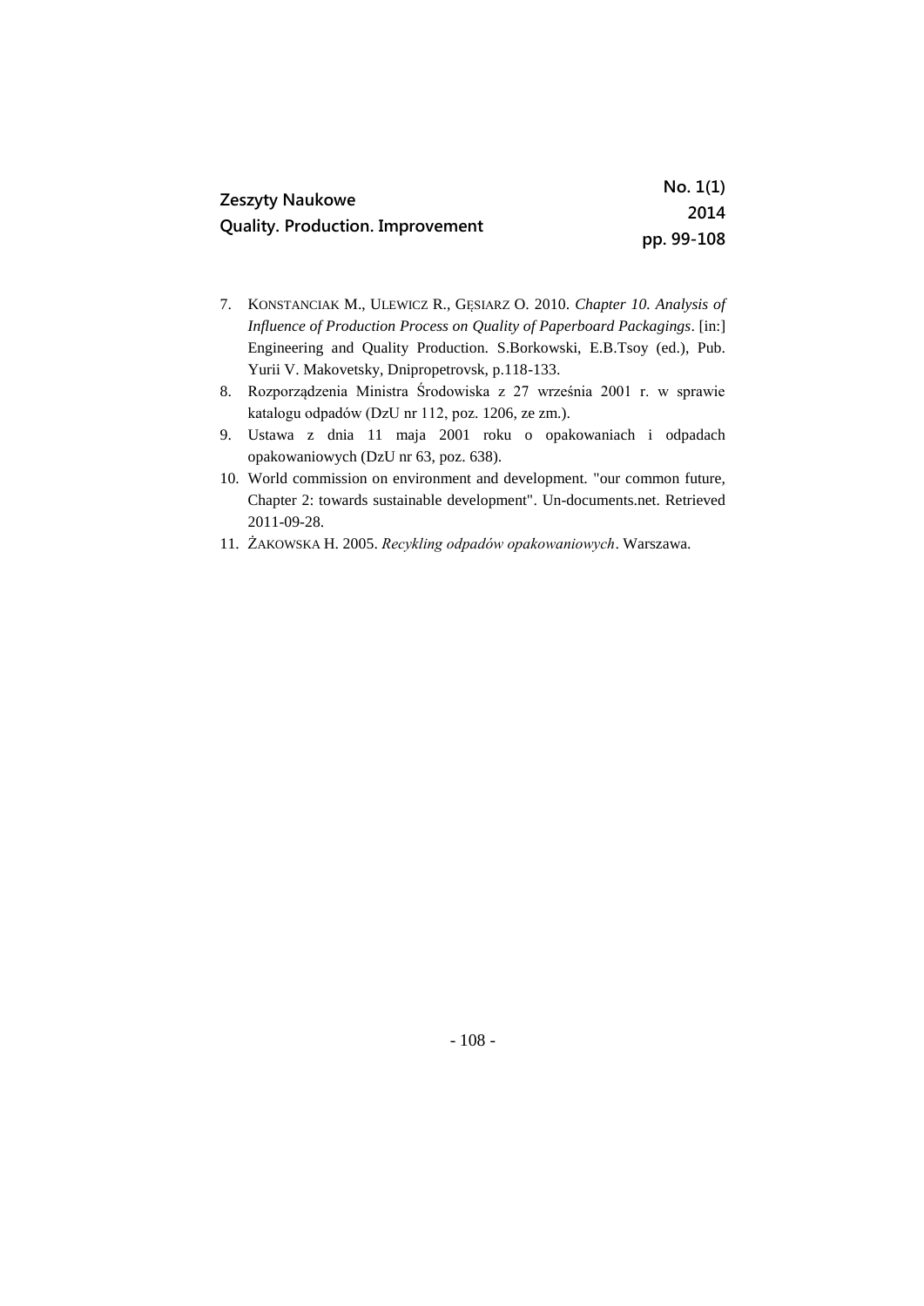7. KONSTANCIAK M., ULEWICZ R., GĘSIARZ O. 2010. *Chapter 10. Analysis of Influence of Production Process on Quality of Paperboard Packagings*. [in:] Engineering and Quality Production. S.Borkowski, E.B.Tsoy (ed.), Pub. Yurii V. Makovetsky, Dnipropetrovsk, p.118-133.
8. Rozporządzenia Ministra Środowiska z 27 września 2001 r. w sprawie katalogu odpadów (DzU nr 112, poz. 1206, ze zm.).
9. Ustawa z dnia 11 maja 2001 roku o opakowaniach i odpadach opakowaniowych (DzU nr 63, poz. 638).
10. World commission on environment and development. "our common future, Chapter 2: towards sustainable development". Un-documents.net. Retrieved 2011-09-28.
11. ŻAKOWSKA H. 2005. *Recykling odpadów opakowaniowych*. Warszawa.